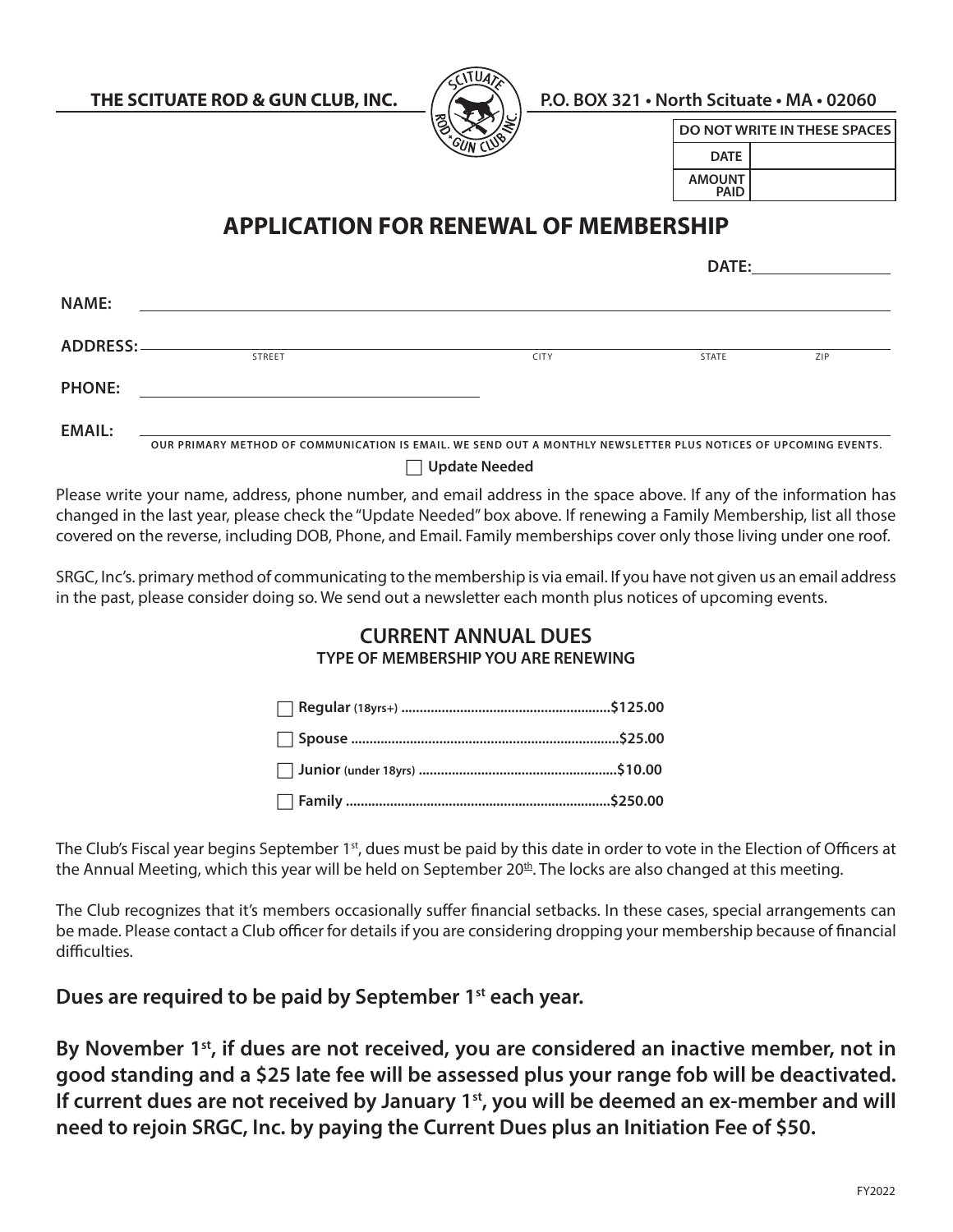**THE SCITUATE ROD & GUN CLUB, INC.** **P.O. BOX 321 • North Scituate • MA • 02060**

| DO NOT WRITE IN THESE SPACES | |
|---|---|
| DATE | |
| AMOUNT PAID | |

# APPLICATION FOR RENEWAL OF MEMBERSHIP

**DATE:** ________________

**NAME:** ______________________________________________

**ADDRESS:** ______________________________________________
STREET CITY STATE ZIP

**PHONE:** ______________________________________________

**EMAIL:** ______________________________________________

**OUR PRIMARY METHOD OF COMMUNICATION IS EMAIL. WE SEND OUT A MONTHLY NEWSLETTER PLUS NOTICES OF UPCOMING EVENTS.**

☐ **Update Needed**

Please write your name, address, phone number, and email address in the space above. If any of the information has changed in the last year, please check the "Update Needed" box above. If renewing a Family Membership, list all those covered on the reverse, including DOB, Phone, and Email. Family memberships cover only those living under one roof.

SRGC, Inc's. primary method of communicating to the membership is via email. If you have not given us an email address in the past, please consider doing so. We send out a newsletter each month plus notices of upcoming events.

## CURRENT ANNUAL DUES

### TYPE OF MEMBERSHIP YOU ARE RENEWING

- ☐ **Regular** (18yrs+) ........................................................**$125.00**
- ☐ **Spouse** ........................................................................**$25.00**
- ☐ **Junior** (under 18yrs) .....................................................**$10.00**
- ☐ **Family** .......................................................................**$250.00**

The Club's Fiscal year begins September 1st, dues must be paid by this date in order to vote in the Election of Officers at the Annual Meeting, which this year will be held on September 20th. The locks are also changed at this meeting.

The Club recognizes that it's members occasionally suffer financial setbacks. In these cases, special arrangements can be made. Please contact a Club officer for details if you are considering dropping your membership because of financial difficulties.

**Dues are required to be paid by September 1st each year.**

**By November 1st, if dues are not received, you are considered an inactive member, not in good standing and a $25 late fee will be assessed plus your range fob will be deactivated. If current dues are not received by January 1st, you will be deemed an ex-member and will need to rejoin SRGC, Inc. by paying the Current Dues plus an Initiation Fee of $50.**

FY2022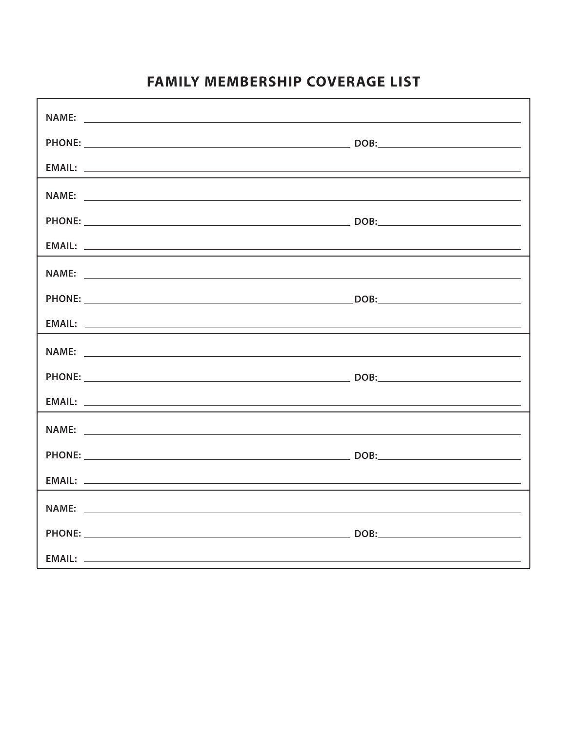## FAMILY MEMBERSHIP COVERAGE LIST

**NAME:** ______________________________________________

**PHONE:** ______________________________ **DOB:** ________________

**EMAIL:** ______________________________________________

---

**NAME:** ______________________________________________

**PHONE:** ______________________________ **DOB:** ________________

**EMAIL:** ______________________________________________

---

**NAME:** ______________________________________________

**PHONE:** ______________________________ **DOB:** ________________

**EMAIL:** ______________________________________________

---

**NAME:** ______________________________________________

**PHONE:** ______________________________ **DOB:** ________________

**EMAIL:** ______________________________________________

---

**NAME:** ______________________________________________

**PHONE:** ______________________________ **DOB:** ________________

**EMAIL:** ______________________________________________

---

**NAME:** ______________________________________________

**PHONE:** ______________________________ **DOB:** ________________

**EMAIL:** ______________________________________________